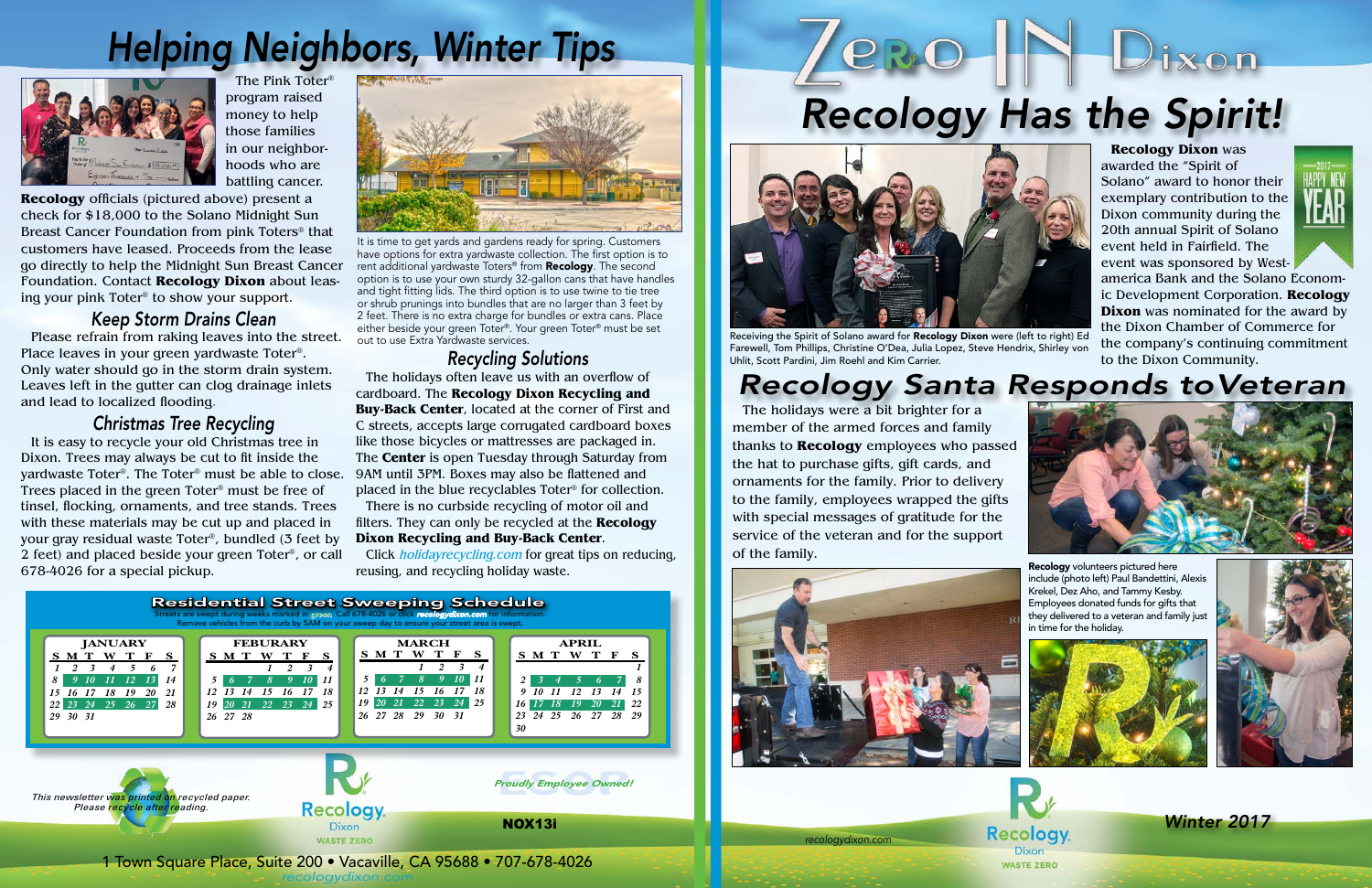# Helping Neighbors, Winter Tips

The Pink Toter® program raised money to help those families in our neighborhoods who are battling cancer.

**Recology** officials (pictured above) present a check for $18,000 to the Solano Midnight Sun Breast Cancer Foundation from pink Toters® that customers have leased. Proceeds from the lease go directly to help the Midnight Sun Breast Cancer Foundation. Contact **Recology Dixon** about leasing your pink Toter® to show your support.

## Keep Storm Drains Clean

Please refrain from raking leaves into the street. Place leaves in your green yardwaste Toter®. Only water should go in the storm drain system. Leaves left in the gutter can clog drainage inlets and lead to localized flooding.

## Christmas Tree Recycling

It is easy to recycle your old Christmas tree in Dixon. Trees may always be cut to fit inside the yardwaste Toter®. The Toter® must be able to close. Trees placed in the green Toter® must be free of tinsel, flocking, ornaments, and tree stands. Trees with these materials may be cut up and placed in your gray residual waste Toter®, bundled (3 feet by 2 feet) and placed beside your green Toter®, or call 678-4026 for a special pickup.

It is time to get yards and gardens ready for spring. Customers have options for extra yardwaste collection. The first option is to rent additional yardwaste Toters® from **Recology**. The second option is to use your own sturdy 32-gallon cans that have handles and tight fitting lids. The third option is to use twine to tie tree or shrub prunings into bundles that are no larger than 3 feet by 2 feet. There is no extra charge for bundles or extra cans. Place either beside your green Toter®. Your green Toter® must be set out to use Extra Yardwaste services.

## Recycling Solutions

The holidays often leave us with an overflow of cardboard. The **Recology Dixon Recycling and Buy-Back Center**, located at the corner of First and C streets, accepts large corrugated cardboard boxes like those bicycles or mattresses are packaged in. The **Center** is open Tuesday through Saturday from 9AM until 3PM. Boxes may also be flattened and placed in the blue recyclables Toter® for collection.

There is no curbside recycling of motor oil and filters. They can only be recycled at the **Recology Dixon Recycling and Buy-Back Center**.

Click *holidayrecycling.com* for great tips on reducing, reusing, and recycling holiday waste.

## Residential Street Sweeping Schedule

Streets are swept during weeks marked in green. Call 678-4026 or click *recologydixon.com* for information. Remove vehicles from the curb by 5AM on your sweep day to ensure your street area is swept.

**JANUARY**

| S | M | T | W | T | F | S |
|---|---|---|---|---|---|---|
| 1 | 2 | 3 | 4 | 5 | 6 | 7 |
| 8 | 9 | 10 | 11 | 12 | 13 | 14 |
| 15 | 16 | 17 | 18 | 19 | 20 | 21 |
| 22 | 23 | 24 | 25 | 26 | 27 | 28 |
| 29 | 30 | 31 | | | | |

**FEBURARY**

| S | M | T | W | T | F | S |
|---|---|---|---|---|---|---|
| | | | 1 | 2 | 3 | 4 |
| 5 | 6 | 7 | 8 | 9 | 10 | 11 |
| 12 | 13 | 14 | 15 | 16 | 17 | 18 |
| 19 | 20 | 21 | 22 | 23 | 24 | 25 |
| 26 | 27 | 28 | | | | |

**MARCH**

| S | M | T | W | T | F | S |
|---|---|---|---|---|---|---|
| | | | 1 | 2 | 3 | 4 |
| 5 | 6 | 7 | 8 | 9 | 10 | 11 |
| 12 | 13 | 14 | 15 | 16 | 17 | 18 |
| 19 | 20 | 21 | 22 | 23 | 24 | 25 |
| 26 | 27 | 28 | 29 | 30 | 31 | |

**APRIL**

| S | M | T | W | T | F | S |
|---|---|---|---|---|---|---|
| | | | | | | 1 |
| 2 | 3 | 4 | 5 | 6 | 7 | 8 |
| 9 | 10 | 11 | 12 | 13 | 14 | 15 |
| 16 | 17 | 18 | 19 | 20 | 21 | 22 |
| 23 | 24 | 25 | 26 | 27 | 28 | 29 |
| 30 | | | | | | |

*This newsletter was printed on recycled paper. Please recycle after reading.*

Recology Dixon WASTE ZERO

*Proudly Employee Owned!*

NOX13i

1 Town Square Place, Suite 200 • Vacaville, CA 95688 • 707-678-4026
recologydixon.com

# Zero IN Dixon

# Recology Has the Spirit!

Receiving the Spirit of Solano award for **Recology Dixon** were (left to right) Ed Farewell, Tom Phillips, Christine O'Dea, Julia Lopez, Steve Hendrix, Shirley von Uhlit, Scott Pardini, Jim Roehl and Kim Carrier.

2017 HAPPY NEW YEAR

**Recology Dixon** was awarded the "Spirit of Solano" award to honor their exemplary contribution to the Dixon community during the 20th annual Spirit of Solano event held in Fairfield. The event was sponsored by Westamerica Bank and the Solano Economic Development Corporation. **Recology Dixon** was nominated for the award by the Dixon Chamber of Commerce for the company's continuing commitment to the Dixon Community.

# Recology Santa Responds to Veteran

The holidays were a bit brighter for a member of the armed forces and family thanks to **Recology** employees who passed the hat to purchase gifts, gift cards, and ornaments for the family. Prior to delivery to the family, employees wrapped the gifts with special messages of gratitude for the service of the veteran and for the support of the family.

**Recology** volunteers pictured here include (photo left) Paul Bandettini, Alexis Krekel, Dez Aho, and Tammy Kesby. Employees donated funds for gifts that they delivered to a veteran and family just in time for the holiday.

recologydixon.com

Recology Dixon WASTE ZERO

*Winter 2017*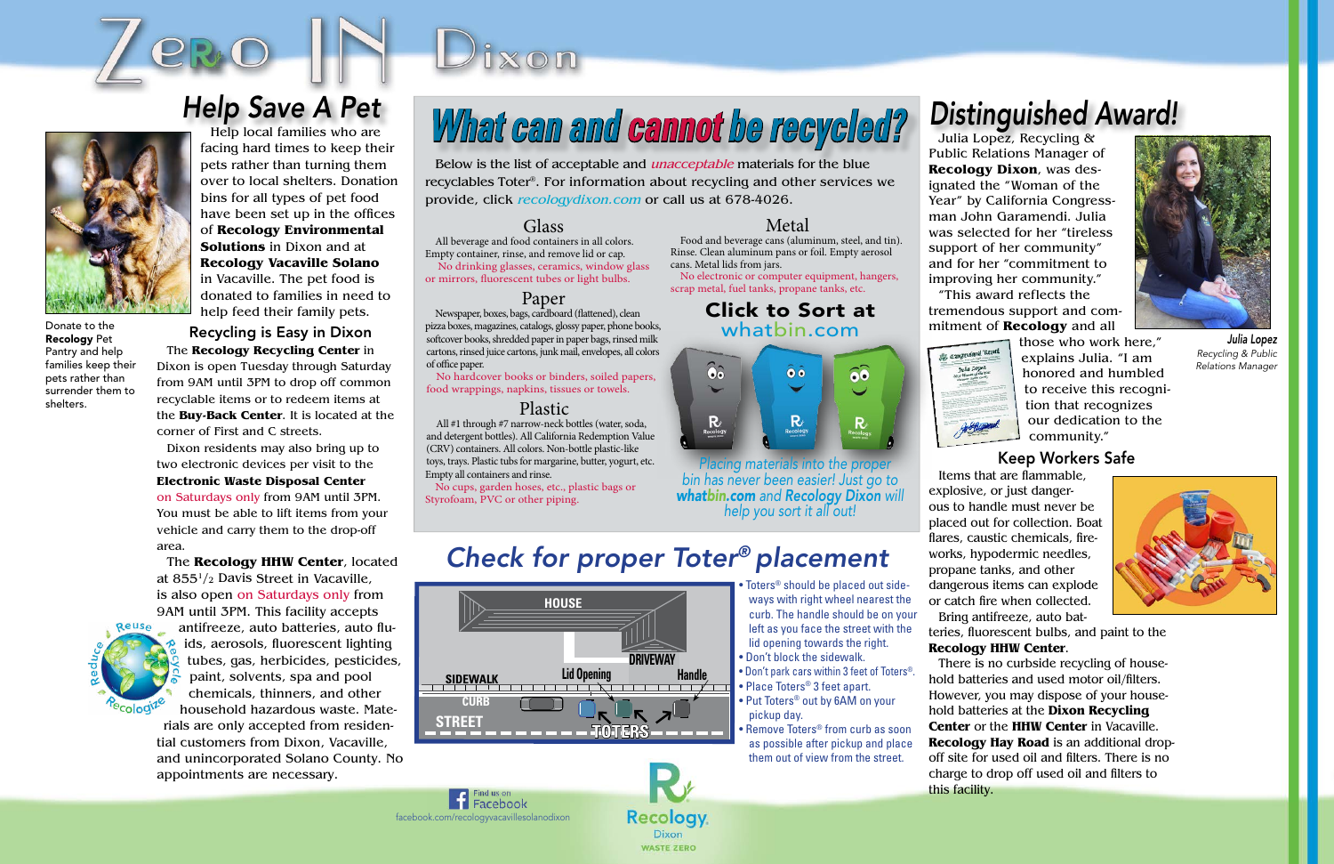# Zero IN Dixon

## Help Save A Pet

Help local families who are facing hard times to keep their pets rather than turning them over to local shelters. Donation bins for all types of pet food have been set up in the offices of **Recology Environmental Solutions** in Dixon and at **Recology Vacaville Solano** in Vacaville. The pet food is donated to families in need to help feed their family pets.

Donate to the **Recology** Pet Pantry and help families keep their pets rather than surrender them to shelters.

### Recycling is Easy in Dixon

The **Recology Recycling Center** in Dixon is open Tuesday through Saturday from 9AM until 3PM to drop off common recyclable items or to redeem items at the **Buy-Back Center**. It is located at the corner of First and C streets.

Dixon residents may also bring up to two electronic devices per visit to the **Electronic Waste Disposal Center** on Saturdays only from 9AM until 3PM. You must be able to lift items from your vehicle and carry them to the drop-off area.

The **Recology HHW Center**, located at 855½ Davis Street in Vacaville, is also open on Saturdays only from 9AM until 3PM. This facility accepts antifreeze, auto batteries, auto fluids, aerosols, fluorescent lighting tubes, gas, herbicides, pesticides, paint, solvents, spa and pool chemicals, thinners, and other household hazardous waste. Materials are only accepted from residential customers from Dixon, Vacaville, and unincorporated Solano County. No appointments are necessary.

Reuse Recycle Recologize Reduce

## What can and cannot be recycled?

Below is the list of acceptable and *unacceptable* materials for the blue recyclables Toter®. For information about recycling and other services we provide, click *recologydixon.com* or call us at 678-4026.

### Glass

All beverage and food containers in all colors. Empty container, rinse, and remove lid or cap.

*No drinking glasses, ceramics, window glass or mirrors, fluorescent tubes or light bulbs.*

### Paper

Newspaper, boxes, bags, cardboard (flattened), clean pizza boxes, magazines, catalogs, glossy paper, phone books, softcover books, shredded paper in paper bags, rinsed milk cartons, rinsed juice cartons, junk mail, envelopes, all colors of office paper.

*No hardcover books or binders, soiled papers, food wrappings, napkins, tissues or towels.*

### Plastic

All #1 through #7 narrow-neck bottles (water, soda, and detergent bottles). All California Redemption Value (CRV) containers. All colors. Non-bottle plastic-like toys, trays. Plastic tubs for margarine, butter, yogurt, etc. Empty all containers and rinse.

*No cups, garden hoses, etc., plastic bags or Styrofoam, PVC or other piping.*

### Metal

Food and beverage cans (aluminum, steel, and tin). Rinse. Clean aluminum pans or foil. Empty aerosol cans. Metal lids from jars.

*No electronic or computer equipment, hangers, scrap metal, fuel tanks, propane tanks, etc.*

### Click to Sort at whatbin.com

*Placing materials into the proper bin has never been easier! Just go to **whatbin.com** and Recology Dixon will help you sort it all out!*

## Check for proper Toter® placement

HOUSE
DRIVEWAY
SIDEWALK
Lid Opening
Handle
CURB
STREET
TOTERS

- Toters® should be placed out sideways with right wheel nearest the curb. The handle should be on your left as you face the street with the lid opening towards the right.
- Don't block the sidewalk.
- Don't park cars within 3 feet of Toters®.
- Place Toters® 3 feet apart.
- Put Toters® out by 6AM on your pickup day.
- Remove Toters® from curb as soon as possible after pickup and place them out of view from the street.

## Distinguished Award!

Julia Lopez, Recycling & Public Relations Manager of **Recology Dixon**, was designated the "Woman of the Year" by California Congressman John Garamendi. Julia was selected for her "tireless support of her community" and for her "commitment to improving her community."

"This award reflects the tremendous support and commitment of **Recology** and all those who work here," explains Julia. "I am honored and humbled to receive this recognition that recognizes our dedication to the community."

**Julia Lopez**
*Recycling & Public Relations Manager*

### Keep Workers Safe

Items that are flammable, explosive, or just dangerous to handle must never be placed out for collection. Boat flares, caustic chemicals, fireworks, hypodermic needles, propane tanks, and other dangerous items can explode or catch fire when collected.

Bring antifreeze, auto batteries, fluorescent bulbs, and paint to the **Recology HHW Center**.

There is no curbside recycling of household batteries and used motor oil/filters. However, you may dispose of your household batteries at the **Dixon Recycling Center** or the **HHW Center** in Vacaville. **Recology Hay Road** is an additional drop-off site for used oil and filters. There is no charge to drop off used oil and filters to this facility.

Find us on Facebook
facebook.com/recologyvacavillesolanodixon

Recology Dixon
WASTE ZERO